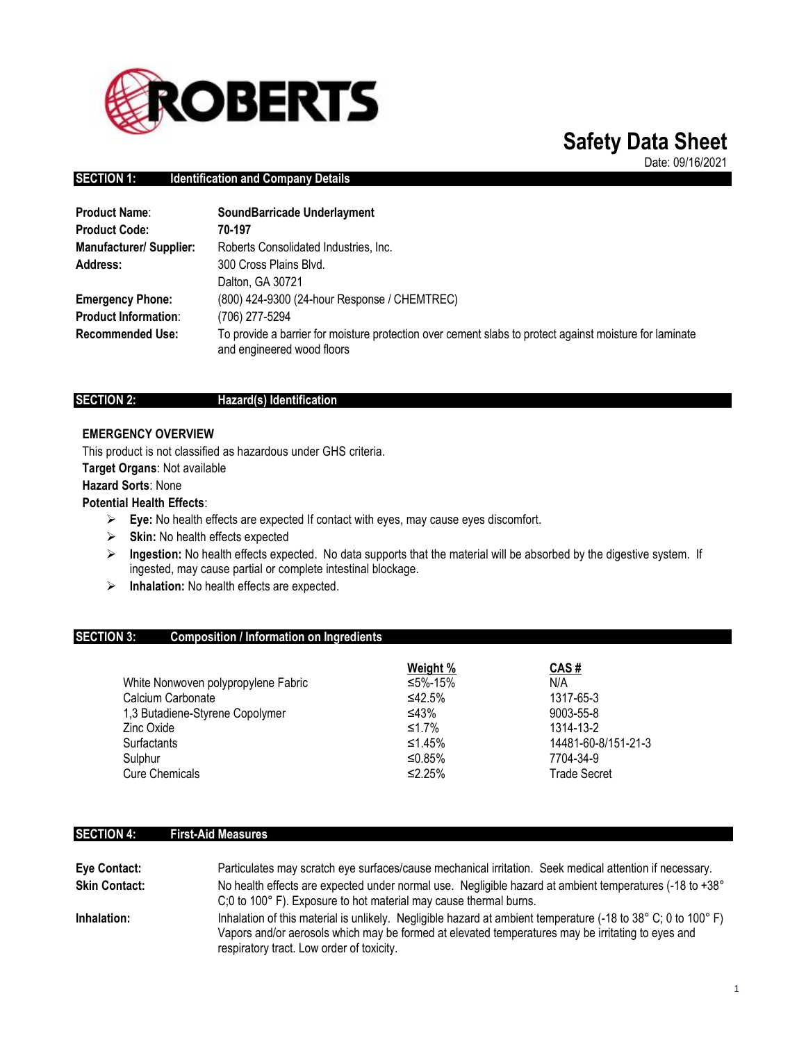ROBERTS

# Safety Data Sheet

Date: 09/16/2021

## SECTION 1: Identification and Company Details

| | |
|---|---|
| **Product Name**: | **SoundBarricade Underlayment** |
| **Product Code:** | **70-197** |
| **Manufacturer/ Supplier:** | Roberts Consolidated Industries, Inc. |
| **Address:** | 300 Cross Plains Blvd.<br>Dalton, GA 30721 |
| **Emergency Phone:** | (800) 424-9300 (24-hour Response / CHEMTREC) |
| **Product Information**: | (706) 277-5294 |
| **Recommended Use:** | To provide a barrier for moisture protection over cement slabs to protect against moisture for laminate and engineered wood floors |

## SECTION 2: Hazard(s) Identification

**EMERGENCY OVERVIEW**

This product is not classified as hazardous under GHS criteria.

**Target Organs**: Not available

**Hazard Sorts**: None

**Potential Health Effects**:

- **Eye:** No health effects are expected If contact with eyes, may cause eyes discomfort.
- **Skin:** No health effects expected
- **Ingestion:** No health effects expected. No data supports that the material will be absorbed by the digestive system. If ingested, may cause partial or complete intestinal blockage.
- **Inhalation:** No health effects are expected.

## SECTION 3: Composition / Information on Ingredients

| | Weight % | CAS # |
|---|---|---|
| White Nonwoven polypropylene Fabric | ≤5%-15% | N/A |
| Calcium Carbonate | ≤42.5% | 1317-65-3 |
| 1,3 Butadiene-Styrene Copolymer | ≤43% | 9003-55-8 |
| Zinc Oxide | ≤1.7% | 1314-13-2 |
| Surfactants | ≤1.45% | 14481-60-8/151-21-3 |
| Sulphur | ≤0.85% | 7704-34-9 |
| Cure Chemicals | ≤2.25% | Trade Secret |

## SECTION 4: First-Aid Measures

| | |
|---|---|
| **Eye Contact:** | Particulates may scratch eye surfaces/cause mechanical irritation. Seek medical attention if necessary. |
| **Skin Contact:** | No health effects are expected under normal use. Negligible hazard at ambient temperatures (-18 to +38° C;0 to 100° F). Exposure to hot material may cause thermal burns. |
| **Inhalation:** | Inhalation of this material is unlikely. Negligible hazard at ambient temperature (-18 to 38° C; 0 to 100° F) Vapors and/or aerosols which may be formed at elevated temperatures may be irritating to eyes and respiratory tract. Low order of toxicity. |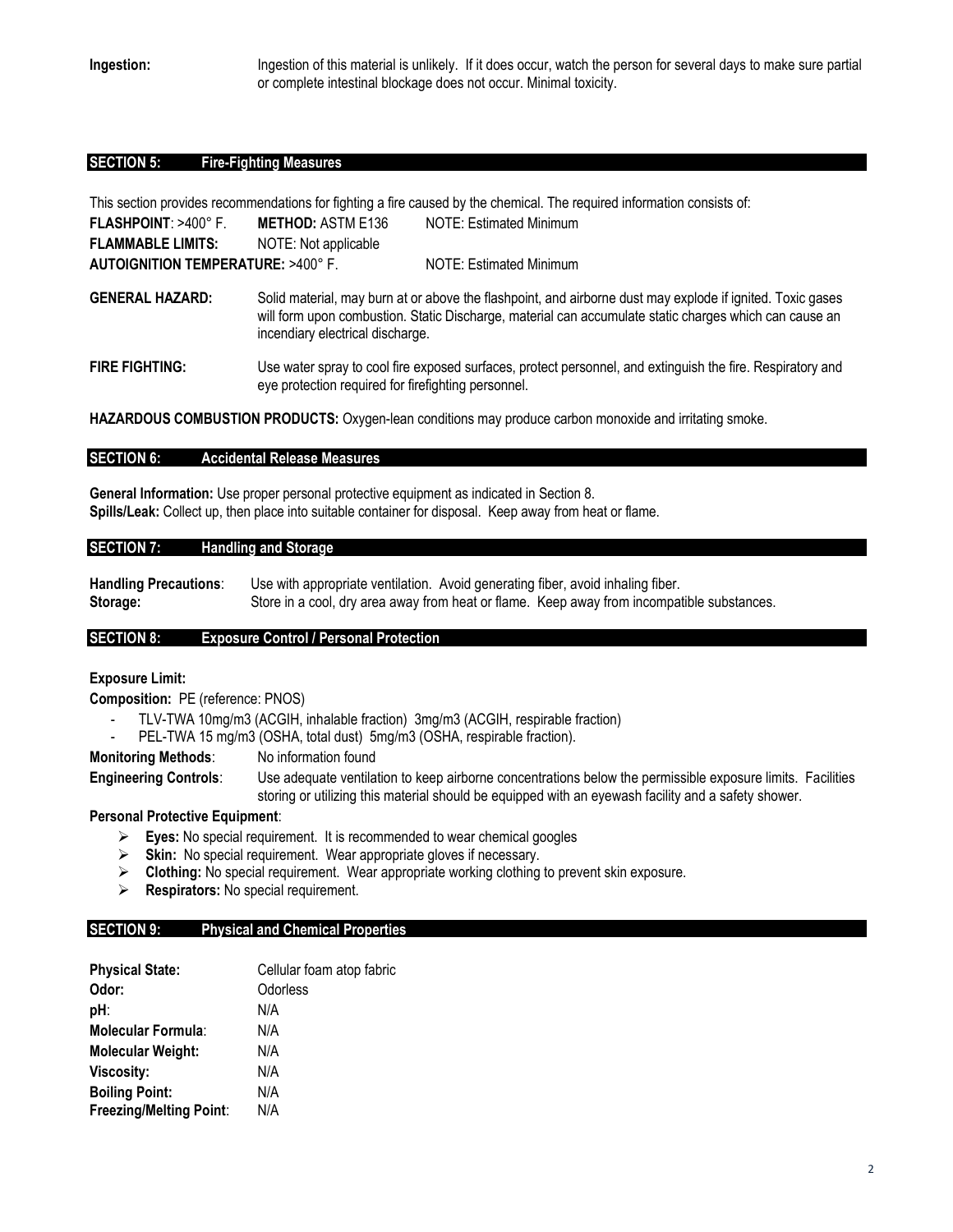**Ingestion:** Ingestion of this material is unlikely. If it does occur, watch the person for several days to make sure partial or complete intestinal blockage does not occur. Minimal toxicity.

## SECTION 5: Fire-Fighting Measures

This section provides recommendations for fighting a fire caused by the chemical. The required information consists of:

**FLASHPOINT**: >400° F. **METHOD:** ASTM E136 NOTE: Estimated Minimum

**FLAMMABLE LIMITS:** NOTE: Not applicable

**AUTOIGNITION TEMPERATURE:** >400° F. NOTE: Estimated Minimum

**GENERAL HAZARD:** Solid material, may burn at or above the flashpoint, and airborne dust may explode if ignited. Toxic gases will form upon combustion. Static Discharge, material can accumulate static charges which can cause an incendiary electrical discharge.

**FIRE FIGHTING:** Use water spray to cool fire exposed surfaces, protect personnel, and extinguish the fire. Respiratory and eye protection required for firefighting personnel.

**HAZARDOUS COMBUSTION PRODUCTS:** Oxygen-lean conditions may produce carbon monoxide and irritating smoke.

## SECTION 6: Accidental Release Measures

**General Information:** Use proper personal protective equipment as indicated in Section 8.
**Spills/Leak:** Collect up, then place into suitable container for disposal. Keep away from heat or flame.

## SECTION 7: Handling and Storage

**Handling Precautions**: Use with appropriate ventilation. Avoid generating fiber, avoid inhaling fiber.
**Storage:** Store in a cool, dry area away from heat or flame. Keep away from incompatible substances.

## SECTION 8: Exposure Control / Personal Protection

**Exposure Limit:**

**Composition:** PE (reference: PNOS)

- TLV-TWA 10mg/m3 (ACGIH, inhalable fraction) 3mg/m3 (ACGIH, respirable fraction)
- PEL-TWA 15 mg/m3 (OSHA, total dust) 5mg/m3 (OSHA, respirable fraction).

**Monitoring Methods**: No information found

**Engineering Controls**: Use adequate ventilation to keep airborne concentrations below the permissible exposure limits. Facilities storing or utilizing this material should be equipped with an eyewash facility and a safety shower.

**Personal Protective Equipment**:

- **Eyes:** No special requirement. It is recommended to wear chemical googles
- **Skin:** No special requirement. Wear appropriate gloves if necessary.
- **Clothing:** No special requirement. Wear appropriate working clothing to prevent skin exposure.
- **Respirators:** No special requirement.

## SECTION 9: Physical and Chemical Properties

| | |
|---|---|
| **Physical State:** | Cellular foam atop fabric |
| **Odor:** | Odorless |
| **pH**: | N/A |
| **Molecular Formula**: | N/A |
| **Molecular Weight:** | N/A |
| **Viscosity:** | N/A |
| **Boiling Point:** | N/A |
| **Freezing/Melting Point**: | N/A |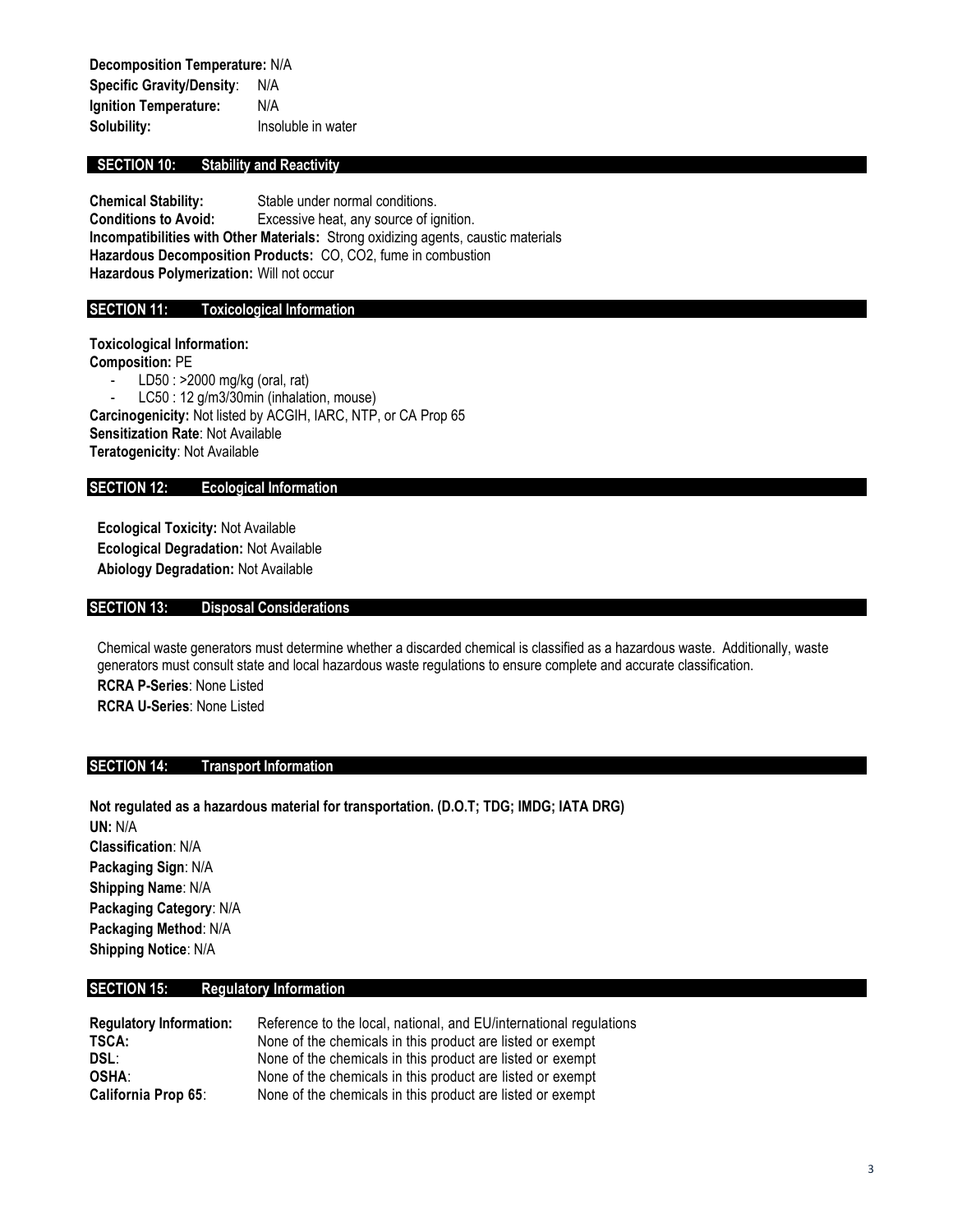**Decomposition Temperature:** N/A
**Specific Gravity/Density**: N/A
**Ignition Temperature:** N/A
**Solubility:** Insoluble in water

## SECTION 10: Stability and Reactivity

**Chemical Stability:** Stable under normal conditions.
**Conditions to Avoid:** Excessive heat, any source of ignition.
**Incompatibilities with Other Materials:** Strong oxidizing agents, caustic materials
**Hazardous Decomposition Products:** CO, $CO_2$, fume in combustion
**Hazardous Polymerization:** Will not occur

## SECTION 11: Toxicological Information

**Toxicological Information:**
**Composition:** PE

- LD50 : >2000 mg/kg (oral, rat)
- LC50 : 12 g/m3/30min (inhalation, mouse)

**Carcinogenicity:** Not listed by ACGIH, IARC, NTP, or CA Prop 65
**Sensitization Rate**: Not Available
**Teratogenicity**: Not Available

## SECTION 12: Ecological Information

**Ecological Toxicity:** Not Available
**Ecological Degradation:** Not Available
**Abiology Degradation:** Not Available

## SECTION 13: Disposal Considerations

Chemical waste generators must determine whether a discarded chemical is classified as a hazardous waste. Additionally, waste generators must consult state and local hazardous waste regulations to ensure complete and accurate classification.
**RCRA P-Series**: None Listed
**RCRA U-Series**: None Listed

## SECTION 14: Transport Information

**Not regulated as a hazardous material for transportation. (D.O.T; TDG; IMDG; IATA DRG)**
**UN:** N/A
**Classification**: N/A
**Packaging Sign**: N/A
**Shipping Name**: N/A
**Packaging Category**: N/A
**Packaging Method**: N/A
**Shipping Notice**: N/A

## SECTION 15: Regulatory Information

**Regulatory Information:** Reference to the local, national, and EU/international regulations
**TSCA:** None of the chemicals in this product are listed or exempt
**DSL**: None of the chemicals in this product are listed or exempt
**OSHA**: None of the chemicals in this product are listed or exempt
**California Prop 65**: None of the chemicals in this product are listed or exempt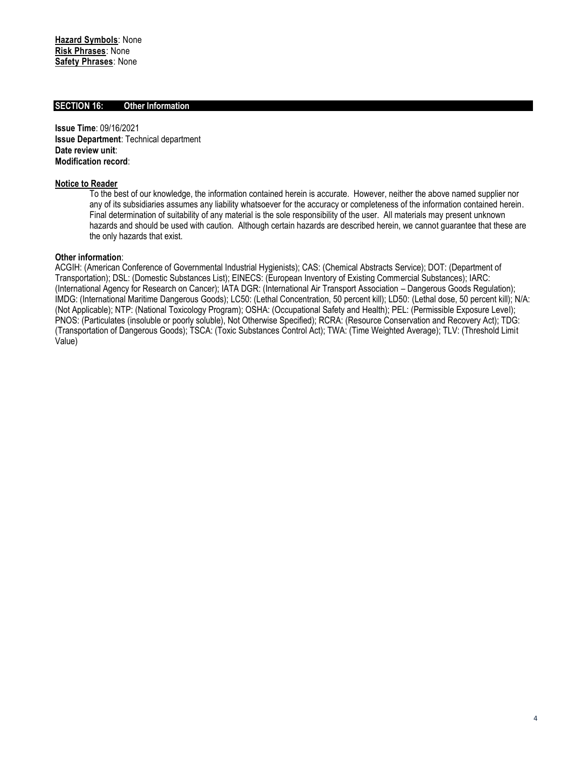**Hazard Symbols**: None
**Risk Phrases**: None
**Safety Phrases**: None

## SECTION 16: Other Information

**Issue Time**: 09/16/2021
**Issue Department**: Technical department
**Date review unit**:
**Modification record**:

**Notice to Reader**

To the best of our knowledge, the information contained herein is accurate. However, neither the above named supplier nor any of its subsidiaries assumes any liability whatsoever for the accuracy or completeness of the information contained herein. Final determination of suitability of any material is the sole responsibility of the user. All materials may present unknown hazards and should be used with caution. Although certain hazards are described herein, we cannot guarantee that these are the only hazards that exist.

**Other information**:
ACGIH: (American Conference of Governmental Industrial Hygienists); CAS: (Chemical Abstracts Service); DOT: (Department of Transportation); DSL: (Domestic Substances List); EINECS: (European Inventory of Existing Commercial Substances); IARC: (International Agency for Research on Cancer); IATA DGR: (International Air Transport Association – Dangerous Goods Regulation); IMDG: (International Maritime Dangerous Goods); LC50: (Lethal Concentration, 50 percent kill); LD50: (Lethal dose, 50 percent kill); N/A: (Not Applicable); NTP: (National Toxicology Program); OSHA: (Occupational Safety and Health); PEL: (Permissible Exposure Level); PNOS: (Particulates (insoluble or poorly soluble), Not Otherwise Specified); RCRA: (Resource Conservation and Recovery Act); TDG: (Transportation of Dangerous Goods); TSCA: (Toxic Substances Control Act); TWA: (Time Weighted Average); TLV: (Threshold Limit Value)